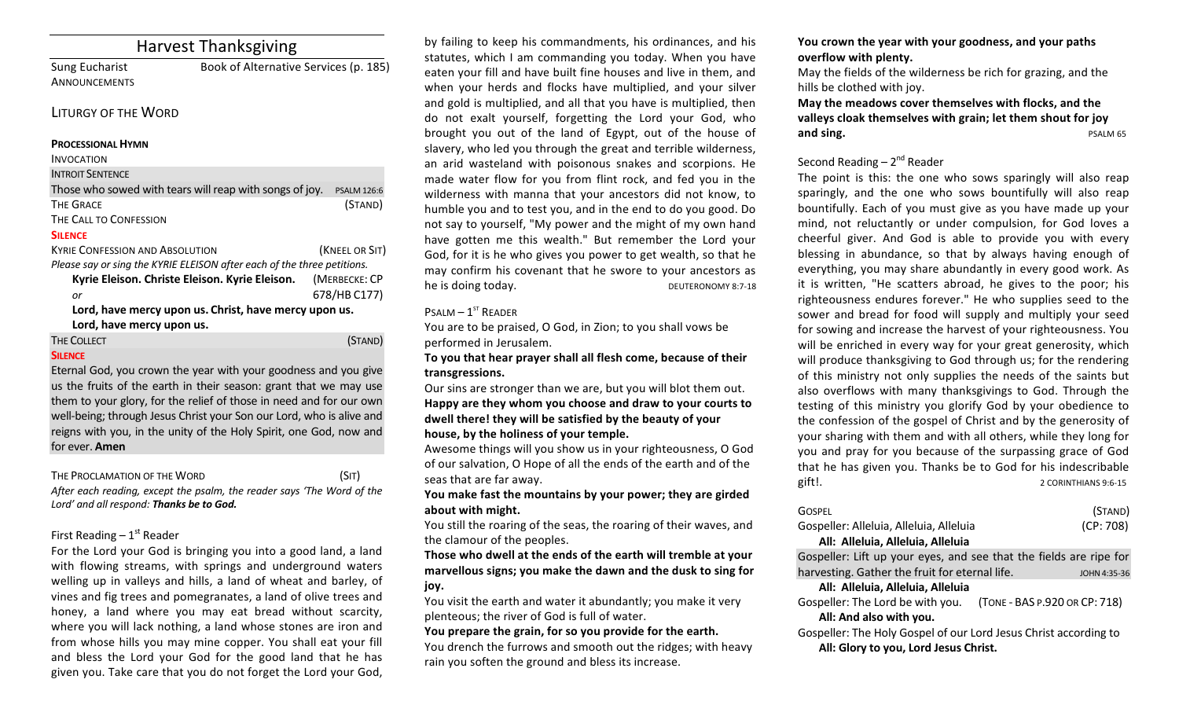# Harvest Thanksgiving

Sung Eucharist — Book of Alternative Services (p. 185)

ANNOUNCEMENTS

## LITURGY OF THE WORD

**PROCESSIONAL HYMN**

INVOCATION

INTROIT SENTENCE

Those who sowed with tears will reap with songs of joy. PSALM 126:6

THE GRACE (STAND)

THE CALL TO CONFESSION

**SILENCE**

KYRIE CONFESSION AND ABSOLUTION (KNEEL OR SIT)

*Please say or sing the KYRIE ELEISON after each of the three petitions.*

**Kyrie Eleison. Christe Eleison. Kyrie Eleison.** (MERBECKE: CP

*or* 678/HB C177)

**Lord, have mercy upon us. Christ, have mercy upon us. Lord, have mercy upon us.**

THE COLLECT (STAND)

**SILENCE**

Eternal God, you crown the year with your goodness and you give us the fruits of the earth in their season: grant that we may use them to your glory, for the relief of those in need and for our own well-being; through Jesus Christ your Son our Lord, who is alive and reigns with you, in the unity of the Holy Spirit, one God, now and for ever. **Amen**

THE PROCLAMATION OF THE WORD (SIT)

*After each reading, except the psalm, the reader says 'The Word of the Lord' and all respond:* ***Thanks be to God.***

First Reading – 1st Reader

For the Lord your God is bringing you into a good land, a land with flowing streams, with springs and underground waters welling up in valleys and hills, a land of wheat and barley, of vines and fig trees and pomegranates, a land of olive trees and honey, a land where you may eat bread without scarcity, where you will lack nothing, a land whose stones are iron and from whose hills you may mine copper. You shall eat your fill and bless the Lord your God for the good land that he has given you. Take care that you do not forget the Lord your God, by failing to keep his commandments, his ordinances, and his statutes, which I am commanding you today. When you have eaten your fill and have built fine houses and live in them, and when your herds and flocks have multiplied, and your silver and gold is multiplied, and all that you have is multiplied, then do not exalt yourself, forgetting the Lord your God, who brought you out of the land of Egypt, out of the house of slavery, who led you through the great and terrible wilderness, an arid wasteland with poisonous snakes and scorpions. He made water flow for you from flint rock, and fed you in the wilderness with manna that your ancestors did not know, to humble you and to test you, and in the end to do you good. Do not say to yourself, "My power and the might of my own hand have gotten me this wealth." But remember the Lord your God, for it is he who gives you power to get wealth, so that he may confirm his covenant that he swore to your ancestors as he is doing today. DEUTERONOMY 8:7-18

PSALM – 1st READER

You are to be praised, O God, in Zion; to you shall vows be performed in Jerusalem.

**To you that hear prayer shall all flesh come, because of their transgressions.**

Our sins are stronger than we are, but you will blot them out.

**Happy are they whom you choose and draw to your courts to dwell there! they will be satisfied by the beauty of your house, by the holiness of your temple.**

Awesome things will you show us in your righteousness, O God of our salvation, O Hope of all the ends of the earth and of the seas that are far away.

**You make fast the mountains by your power; they are girded about with might.**

You still the roaring of the seas, the roaring of their waves, and the clamour of the peoples.

**Those who dwell at the ends of the earth will tremble at your marvellous signs; you make the dawn and the dusk to sing for joy.**

You visit the earth and water it abundantly; you make it very plenteous; the river of God is full of water.

**You prepare the grain, for so you provide for the earth.**

You drench the furrows and smooth out the ridges; with heavy rain you soften the ground and bless its increase.

**You crown the year with your goodness, and your paths overflow with plenty.**

May the fields of the wilderness be rich for grazing, and the hills be clothed with joy.

**May the meadows cover themselves with flocks, and the valleys cloak themselves with grain; let them shout for joy and sing.** PSALM 65

Second Reading – 2nd Reader

The point is this: the one who sows sparingly will also reap sparingly, and the one who sows bountifully will also reap bountifully. Each of you must give as you have made up your mind, not reluctantly or under compulsion, for God loves a cheerful giver. And God is able to provide you with every blessing in abundance, so that by always having enough of everything, you may share abundantly in every good work. As it is written, "He scatters abroad, he gives to the poor; his righteousness endures forever." He who supplies seed to the sower and bread for food will supply and multiply your seed for sowing and increase the harvest of your righteousness. You will be enriched in every way for your great generosity, which will produce thanksgiving to God through us; for the rendering of this ministry not only supplies the needs of the saints but also overflows with many thanksgivings to God. Through the testing of this ministry you glorify God by your obedience to the confession of the gospel of Christ and by the generosity of your sharing with them and with all others, while they long for you and pray for you because of the surpassing grace of God that he has given you. Thanks be to God for his indescribable gift!. 2 CORINTHIANS 9:6-15

GOSPEL (STAND)

Gospeller: Alleluia, Alleluia, Alleluia (CP: 708)

**All: Alleluia, Alleluia, Alleluia**

Gospeller: Lift up your eyes, and see that the fields are ripe for harvesting. Gather the fruit for eternal life. JOHN 4:35-36

**All: Alleluia, Alleluia, Alleluia**

Gospeller: The Lord be with you. (TONE - BAS P.920 OR CP: 718)

**All: And also with you.**

Gospeller: The Holy Gospel of our Lord Jesus Christ according to

**All: Glory to you, Lord Jesus Christ.**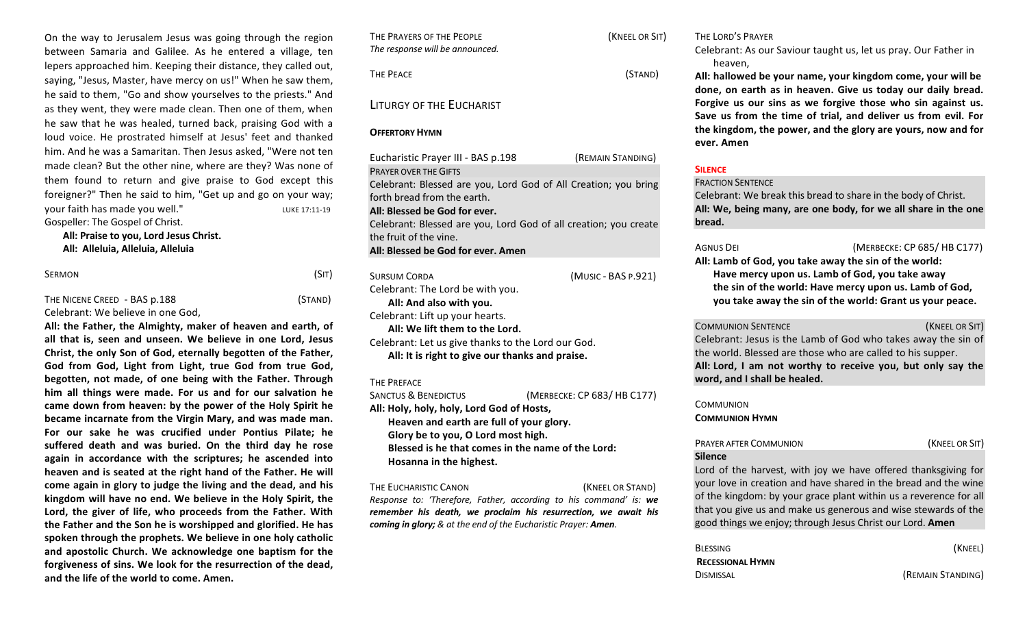On the way to Jerusalem Jesus was going through the region between Samaria and Galilee. As he entered a village, ten lepers approached him. Keeping their distance, they called out, saying, "Jesus, Master, have mercy on us!" When he saw them, he said to them, "Go and show yourselves to the priests." And as they went, they were made clean. Then one of them, when he saw that he was healed, turned back, praising God with a loud voice. He prostrated himself at Jesus' feet and thanked him. And he was a Samaritan. Then Jesus asked, "Were not ten made clean? But the other nine, where are they? Was none of them found to return and give praise to God except this foreigner?" Then he said to him, "Get up and go on your way; your faith has made you well." LUKE 17:11-19

Gospeller: The Gospel of Christ.

**All: Praise to you, Lord Jesus Christ.**
**All: Alleluia, Alleluia, Alleluia**

SERMON (SIT)

THE NICENE CREED - BAS p.188 (STAND)

Celebrant: We believe in one God,

**All: the Father, the Almighty, maker of heaven and earth, of all that is, seen and unseen. We believe in one Lord, Jesus Christ, the only Son of God, eternally begotten of the Father, God from God, Light from Light, true God from true God, begotten, not made, of one being with the Father. Through him all things were made. For us and for our salvation he came down from heaven: by the power of the Holy Spirit he became incarnate from the Virgin Mary, and was made man. For our sake he was crucified under Pontius Pilate; he suffered death and was buried. On the third day he rose again in accordance with the scriptures; he ascended into heaven and is seated at the right hand of the Father. He will come again in glory to judge the living and the dead, and his kingdom will have no end. We believe in the Holy Spirit, the Lord, the giver of life, who proceeds from the Father. With the Father and the Son he is worshipped and glorified. He has spoken through the prophets. We believe in one holy catholic and apostolic Church. We acknowledge one baptism for the forgiveness of sins. We look for the resurrection of the dead, and the life of the world to come. Amen.**

THE PRAYERS OF THE PEOPLE (KNEEL OR SIT)

*The response will be announced.*

THE PEACE (STAND)

## LITURGY OF THE EUCHARIST

**OFFERTORY HYMN**

Eucharistic Prayer III - BAS p.198 (REMAIN STANDING)

PRAYER OVER THE GIFTS

Celebrant: Blessed are you, Lord God of All Creation; you bring forth bread from the earth.

**All: Blessed be God for ever.**

Celebrant: Blessed are you, Lord God of all creation; you create the fruit of the vine.

**All: Blessed be God for ever. Amen**

SURSUM CORDA (MUSIC - BAS P.921)

Celebrant: The Lord be with you.

**All: And also with you.**

Celebrant: Lift up your hearts.

**All: We lift them to the Lord.**

Celebrant: Let us give thanks to the Lord our God.

**All: It is right to give our thanks and praise.**

THE PREFACE

SANCTUS & BENEDICTUS (MERBECKE: CP 683/ HB C177)

**All: Holy, holy, holy, Lord God of Hosts,**
**Heaven and earth are full of your glory.**
**Glory be to you, O Lord most high.**
**Blessed is he that comes in the name of the Lord:**
**Hosanna in the highest.**

THE EUCHARISTIC CANON (KNEEL OR STAND)

*Response to: 'Therefore, Father, according to his command' is: **we remember his death, we proclaim his resurrection, we await his coming in glory;** & at the end of the Eucharistic Prayer: **Amen**.*

THE LORD'S PRAYER

Celebrant: As our Saviour taught us, let us pray. Our Father in heaven,

**All: hallowed be your name, your kingdom come, your will be done, on earth as in heaven. Give us today our daily bread. Forgive us our sins as we forgive those who sin against us. Save us from the time of trial, and deliver us from evil. For the kingdom, the power, and the glory are yours, now and for ever. Amen**

**SILENCE**

FRACTION SENTENCE

Celebrant: We break this bread to share in the body of Christ.

**All: We, being many, are one body, for we all share in the one bread.**

AGNUS DEI (MERBECKE: CP 685/ HB C177)

**All: Lamb of God, you take away the sin of the world:**
**Have mercy upon us. Lamb of God, you take away**
**the sin of the world: Have mercy upon us. Lamb of God,**
**you take away the sin of the world: Grant us your peace.**

COMMUNION SENTENCE (KNEEL OR SIT)

Celebrant: Jesus is the Lamb of God who takes away the sin of the world. Blessed are those who are called to his supper.

**All: Lord, I am not worthy to receive you, but only say the word, and I shall be healed.**

COMMUNION

**COMMUNION HYMN**

PRAYER AFTER COMMUNION (KNEEL OR SIT)

**Silence**

Lord of the harvest, with joy we have offered thanksgiving for your love in creation and have shared in the bread and the wine of the kingdom: by your grace plant within us a reverence for all that you give us and make us generous and wise stewards of the good things we enjoy; through Jesus Christ our Lord. **Amen**

BLESSING (KNEEL)

**RECESSIONAL HYMN**

DISMISSAL (REMAIN STANDING)